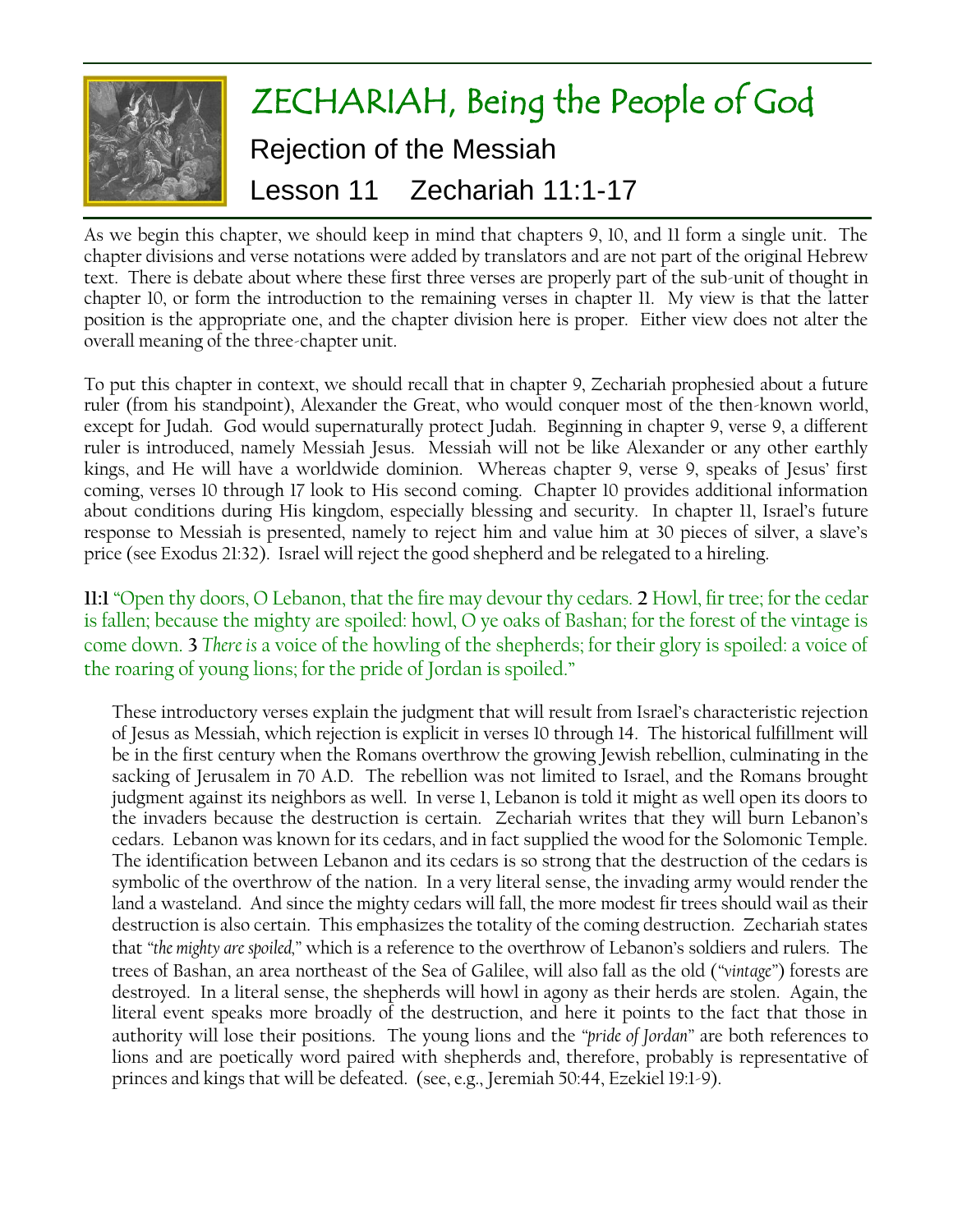# ZECHARIAH, Being the People of God

## Rejection of the Messiah

## Lesson 11 Zechariah 11:1-17

As we begin this chapter, we should keep in mind that chapters 9, 10, and 11 form a single unit. The chapter divisions and verse notations were added by translators and are not part of the original Hebrew text. There is debate about where these first three verses are properly part of the sub-unit of thought in chapter 10, or form the introduction to the remaining verses in chapter 11. My view is that the latter position is the appropriate one, and the chapter division here is proper. Either view does not alter the overall meaning of the three-chapter unit.

To put this chapter in context, we should recall that in chapter 9, Zechariah prophesied about a future ruler (from his standpoint), Alexander the Great, who would conquer most of the then-known world, except for Judah. God would supernaturally protect Judah. Beginning in chapter 9, verse 9, a different ruler is introduced, namely Messiah Jesus. Messiah will not be like Alexander or any other earthly kings, and He will have a worldwide dominion. Whereas chapter 9, verse 9, speaks of Jesus' first coming, verses 10 through 17 look to His second coming. Chapter 10 provides additional information about conditions during His kingdom, especially blessing and security. In chapter 11, Israel's future response to Messiah is presented, namely to reject him and value him at 30 pieces of silver, a slave's price (see Exodus 21:32). Israel will reject the good shepherd and be relegated to a hireling.

**11:1** "Open thy doors, O Lebanon, that the fire may devour thy cedars. **2** Howl, fir tree; for the cedar is fallen; because the mighty are spoiled: howl, O ye oaks of Bashan; for the forest of the vintage is come down. **3** *There is* a voice of the howling of the shepherds; for their glory is spoiled: a voice of the roaring of young lions; for the pride of Jordan is spoiled."

> These introductory verses explain the judgment that will result from Israel's characteristic rejection of Jesus as Messiah, which rejection is explicit in verses 10 through 14. The historical fulfillment will be in the first century when the Romans overthrow the growing Jewish rebellion, culminating in the sacking of Jerusalem in 70 A.D. The rebellion was not limited to Israel, and the Romans brought judgment against its neighbors as well. In verse 1, Lebanon is told it might as well open its doors to the invaders because the destruction is certain. Zechariah writes that they will burn Lebanon's cedars. Lebanon was known for its cedars, and in fact supplied the wood for the Solomonic Temple. The identification between Lebanon and its cedars is so strong that the destruction of the cedars is symbolic of the overthrow of the nation. In a very literal sense, the invading army would render the land a wasteland. And since the mighty cedars will fall, the more modest fir trees should wail as their destruction is also certain. This emphasizes the totality of the coming destruction. Zechariah states that *"the mighty are spoiled,"* which is a reference to the overthrow of Lebanon's soldiers and rulers. The trees of Bashan, an area northeast of the Sea of Galilee, will also fall as the old (*"vintage"*) forests are destroyed. In a literal sense, the shepherds will howl in agony as their herds are stolen. Again, the literal event speaks more broadly of the destruction, and here it points to the fact that those in authority will lose their positions. The young lions and the *"pride of Jordan"* are both references to lions and are poetically word paired with shepherds and, therefore, probably is representative of princes and kings that will be defeated. (see, e.g., Jeremiah 50:44, Ezekiel 19:1-9).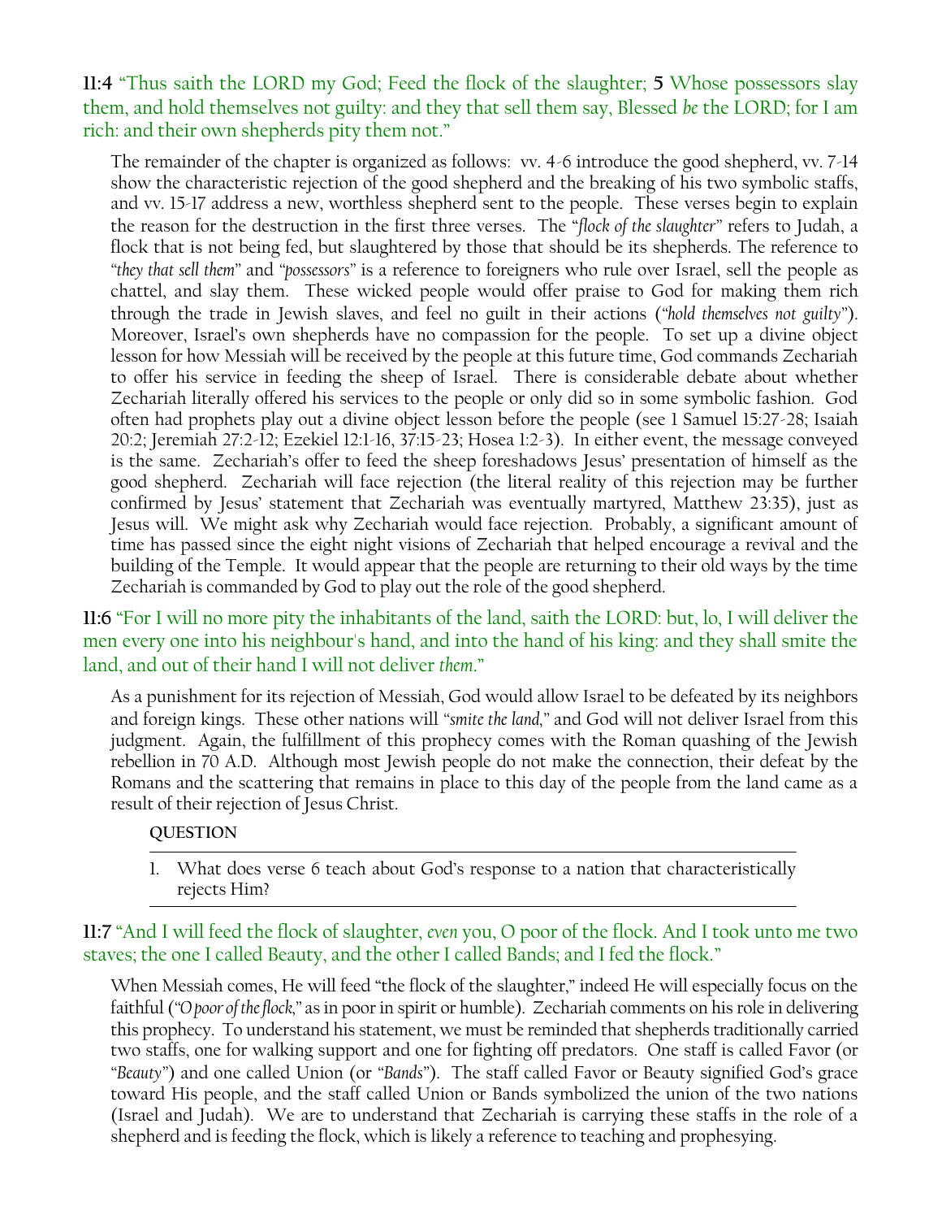**11:4** "Thus saith the LORD my God; Feed the flock of the slaughter; **5** Whose possessors slay them, and hold themselves not guilty: and they that sell them say, Blessed *be* the LORD; for I am rich: and their own shepherds pity them not."

The remainder of the chapter is organized as follows: vv. 4-6 introduce the good shepherd, vv. 7-14 show the characteristic rejection of the good shepherd and the breaking of his two symbolic staffs, and vv. 15-17 address a new, worthless shepherd sent to the people. These verses begin to explain the reason for the destruction in the first three verses. The "*flock of the slaughter*" refers to Judah, a flock that is not being fed, but slaughtered by those that should be its shepherds. The reference to "*they that sell them*" and "*possessors*" is a reference to foreigners who rule over Israel, sell the people as chattel, and slay them. These wicked people would offer praise to God for making them rich through the trade in Jewish slaves, and feel no guilt in their actions ("*hold themselves not guilty*"). Moreover, Israel's own shepherds have no compassion for the people. To set up a divine object lesson for how Messiah will be received by the people at this future time, God commands Zechariah to offer his service in feeding the sheep of Israel. There is considerable debate about whether Zechariah literally offered his services to the people or only did so in some symbolic fashion. God often had prophets play out a divine object lesson before the people (see 1 Samuel 15:27-28; Isaiah 20:2; Jeremiah 27:2-12; Ezekiel 12:1-16, 37:15-23; Hosea 1:2-3). In either event, the message conveyed is the same. Zechariah's offer to feed the sheep foreshadows Jesus' presentation of himself as the good shepherd. Zechariah will face rejection (the literal reality of this rejection may be further confirmed by Jesus' statement that Zechariah was eventually martyred, Matthew 23:35), just as Jesus will. We might ask why Zechariah would face rejection. Probably, a significant amount of time has passed since the eight night visions of Zechariah that helped encourage a revival and the building of the Temple. It would appear that the people are returning to their old ways by the time Zechariah is commanded by God to play out the role of the good shepherd.

**11:6** "For I will no more pity the inhabitants of the land, saith the LORD: but, lo, I will deliver the men every one into his neighbour's hand, and into the hand of his king: and they shall smite the land, and out of their hand I will not deliver *them*."

As a punishment for its rejection of Messiah, God would allow Israel to be defeated by its neighbors and foreign kings. These other nations will "*smite the land*," and God will not deliver Israel from this judgment. Again, the fulfillment of this prophecy comes with the Roman quashing of the Jewish rebellion in 70 A.D. Although most Jewish people do not make the connection, their defeat by the Romans and the scattering that remains in place to this day of the people from the land came as a result of their rejection of Jesus Christ.

**QUESTION**

1. What does verse 6 teach about God's response to a nation that characteristically rejects Him?

**11:7** "And I will feed the flock of slaughter, *even* you, O poor of the flock. And I took unto me two staves; the one I called Beauty, and the other I called Bands; and I fed the flock."

When Messiah comes, He will feed "the flock of the slaughter," indeed He will especially focus on the faithful ("*O poor of the flock*," as in poor in spirit or humble). Zechariah comments on his role in delivering this prophecy. To understand his statement, we must be reminded that shepherds traditionally carried two staffs, one for walking support and one for fighting off predators. One staff is called Favor (or "*Beauty*") and one called Union (or "*Bands*"). The staff called Favor or Beauty signified God's grace toward His people, and the staff called Union or Bands symbolized the union of the two nations (Israel and Judah). We are to understand that Zechariah is carrying these staffs in the role of a shepherd and is feeding the flock, which is likely a reference to teaching and prophesying.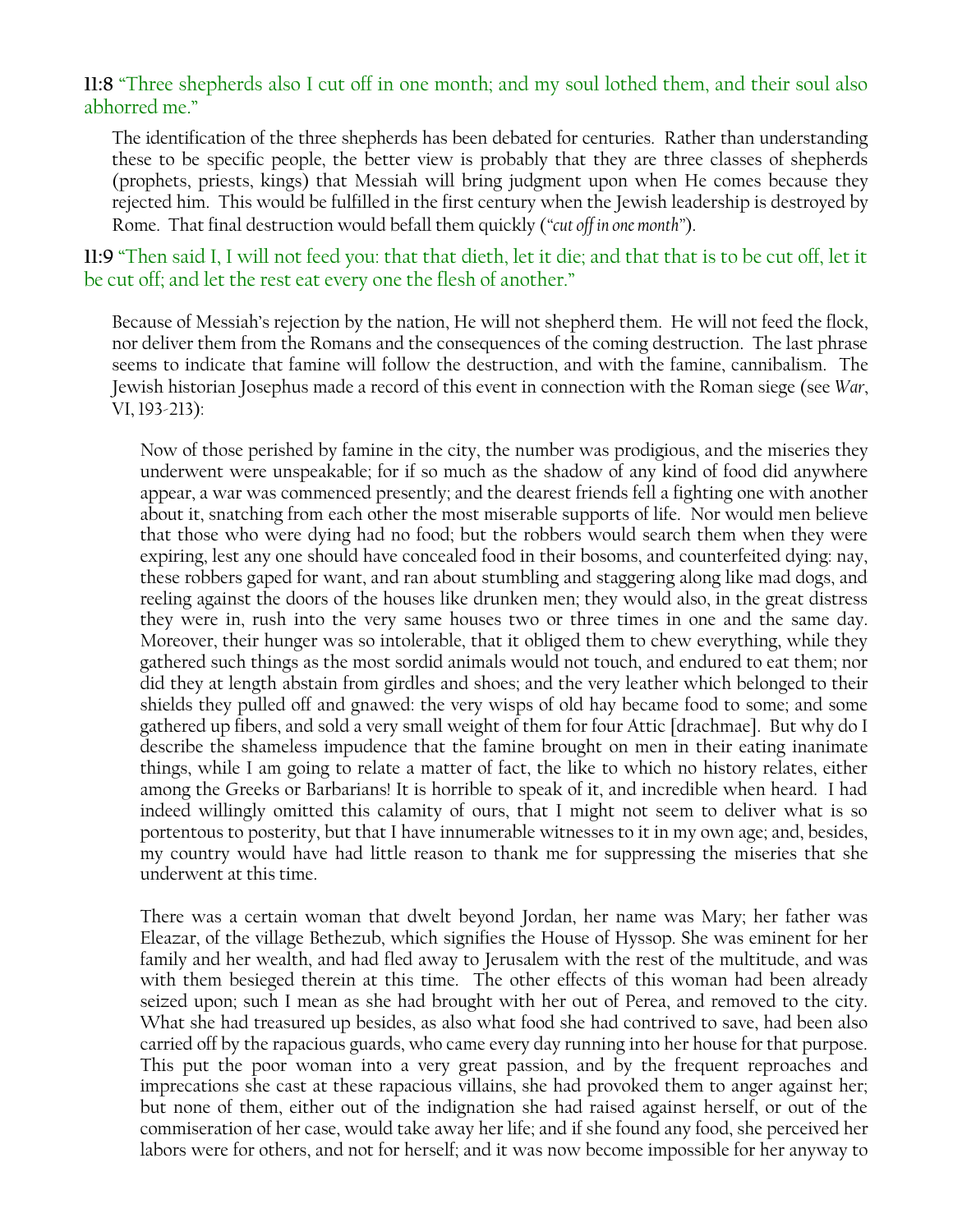**11:8** "Three shepherds also I cut off in one month; and my soul lothed them, and their soul also abhorred me."

The identification of the three shepherds has been debated for centuries. Rather than understanding these to be specific people, the better view is probably that they are three classes of shepherds (prophets, priests, kings) that Messiah will bring judgment upon when He comes because they rejected him. This would be fulfilled in the first century when the Jewish leadership is destroyed by Rome. That final destruction would befall them quickly (*"cut off in one month"*).

**11:9** "Then said I, I will not feed you: that that dieth, let it die; and that that is to be cut off, let it be cut off; and let the rest eat every one the flesh of another."

Because of Messiah's rejection by the nation, He will not shepherd them. He will not feed the flock, nor deliver them from the Romans and the consequences of the coming destruction. The last phrase seems to indicate that famine will follow the destruction, and with the famine, cannibalism. The Jewish historian Josephus made a record of this event in connection with the Roman siege (see *War*, VI, 193-213):

> Now of those perished by famine in the city, the number was prodigious, and the miseries they underwent were unspeakable; for if so much as the shadow of any kind of food did anywhere appear, a war was commenced presently; and the dearest friends fell a fighting one with another about it, snatching from each other the most miserable supports of life. Nor would men believe that those who were dying had no food; but the robbers would search them when they were expiring, lest any one should have concealed food in their bosoms, and counterfeited dying: nay, these robbers gaped for want, and ran about stumbling and staggering along like mad dogs, and reeling against the doors of the houses like drunken men; they would also, in the great distress they were in, rush into the very same houses two or three times in one and the same day. Moreover, their hunger was so intolerable, that it obliged them to chew everything, while they gathered such things as the most sordid animals would not touch, and endured to eat them; nor did they at length abstain from girdles and shoes; and the very leather which belonged to their shields they pulled off and gnawed: the very wisps of old hay became food to some; and some gathered up fibers, and sold a very small weight of them for four Attic [drachmae]. But why do I describe the shameless impudence that the famine brought on men in their eating inanimate things, while I am going to relate a matter of fact, the like to which no history relates, either among the Greeks or Barbarians! It is horrible to speak of it, and incredible when heard. I had indeed willingly omitted this calamity of ours, that I might not seem to deliver what is so portentous to posterity, but that I have innumerable witnesses to it in my own age; and, besides, my country would have had little reason to thank me for suppressing the miseries that she underwent at this time.
>
> There was a certain woman that dwelt beyond Jordan, her name was Mary; her father was Eleazar, of the village Bethezub, which signifies the House of Hyssop. She was eminent for her family and her wealth, and had fled away to Jerusalem with the rest of the multitude, and was with them besieged therein at this time. The other effects of this woman had been already seized upon; such I mean as she had brought with her out of Perea, and removed to the city. What she had treasured up besides, as also what food she had contrived to save, had been also carried off by the rapacious guards, who came every day running into her house for that purpose. This put the poor woman into a very great passion, and by the frequent reproaches and imprecations she cast at these rapacious villains, she had provoked them to anger against her; but none of them, either out of the indignation she had raised against herself, or out of the commiseration of her case, would take away her life; and if she found any food, she perceived her labors were for others, and not for herself; and it was now become impossible for her anyway to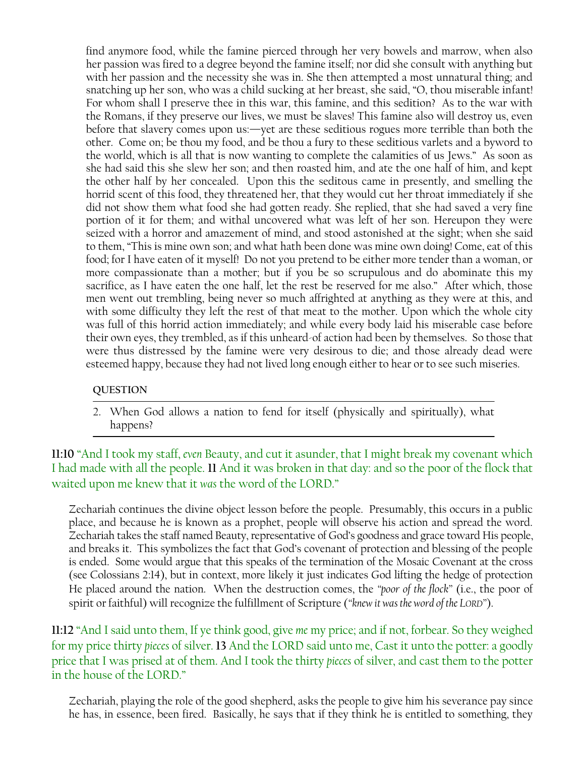find anymore food, while the famine pierced through her very bowels and marrow, when also her passion was fired to a degree beyond the famine itself; nor did she consult with anything but with her passion and the necessity she was in. She then attempted a most unnatural thing; and snatching up her son, who was a child sucking at her breast, she said, "O, thou miserable infant! For whom shall I preserve thee in this war, this famine, and this sedition? As to the war with the Romans, if they preserve our lives, we must be slaves! This famine also will destroy us, even before that slavery comes upon us:—yet are these seditious rogues more terrible than both the other. Come on; be thou my food, and be thou a fury to these seditious varlets and a byword to the world, which is all that is now wanting to complete the calamities of us Jews." As soon as she had said this she slew her son; and then roasted him, and ate the one half of him, and kept the other half by her concealed. Upon this the seditous came in presently, and smelling the horrid scent of this food, they threatened her, that they would cut her throat immediately if she did not show them what food she had gotten ready. She replied, that she had saved a very fine portion of it for them; and withal uncovered what was left of her son. Hereupon they were seized with a horror and amazement of mind, and stood astonished at the sight; when she said to them, "This is mine own son; and what hath been done was mine own doing! Come, eat of this food; for I have eaten of it myself! Do not you pretend to be either more tender than a woman, or more compassionate than a mother; but if you be so scrupulous and do abominate this my sacrifice, as I have eaten the one half, let the rest be reserved for me also." After which, those men went out trembling, being never so much affrighted at anything as they were at this, and with some difficulty they left the rest of that meat to the mother. Upon which the whole city was full of this horrid action immediately; and while every body laid his miserable case before their own eyes, they trembled, as if this unheard-of action had been by themselves. So those that were thus distressed by the famine were very desirous to die; and those already dead were esteemed happy, because they had not lived long enough either to hear or to see such miseries.

**QUESTION**

---

2. When God allows a nation to fend for itself (physically and spiritually), what happens?

---

**11:10** "And I took my staff, *even* Beauty, and cut it asunder, that I might break my covenant which I had made with all the people. **11** And it was broken in that day: and so the poor of the flock that waited upon me knew that it *was* the word of the LORD."

Zechariah continues the divine object lesson before the people. Presumably, this occurs in a public place, and because he is known as a prophet, people will observe his action and spread the word. Zechariah takes the staff named Beauty, representative of God's goodness and grace toward His people, and breaks it. This symbolizes the fact that God's covenant of protection and blessing of the people is ended. Some would argue that this speaks of the termination of the Mosaic Covenant at the cross (see Colossians 2:14), but in context, more likely it just indicates God lifting the hedge of protection He placed around the nation. When the destruction comes, the "*poor of the flock*" (i.e., the poor of spirit or faithful) will recognize the fulfillment of Scripture ("*knew it was the word of the LORD*").

**11:12** "And I said unto them, If ye think good, give *me* my price; and if not, forbear. So they weighed for my price thirty *pieces* of silver. **13** And the LORD said unto me, Cast it unto the potter: a goodly price that I was prised at of them. And I took the thirty *pieces* of silver, and cast them to the potter in the house of the LORD."

Zechariah, playing the role of the good shepherd, asks the people to give him his severance pay since he has, in essence, been fired. Basically, he says that if they think he is entitled to something, they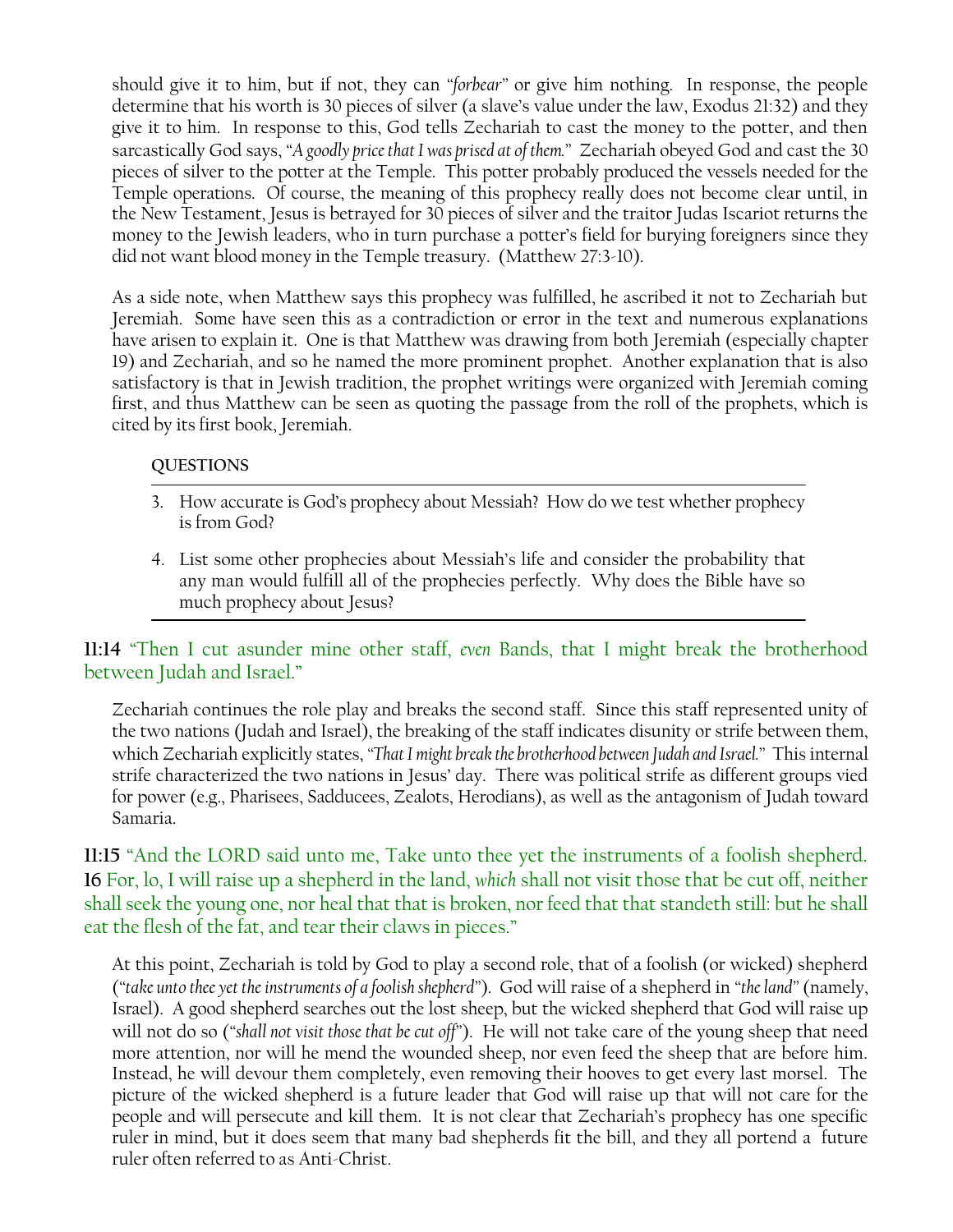should give it to him, but if not, they can "*forbear*" or give him nothing. In response, the people determine that his worth is 30 pieces of silver (a slave's value under the law, Exodus 21:32) and they give it to him. In response to this, God tells Zechariah to cast the money to the potter, and then sarcastically God says, "*A goodly price that I was prised at of them.*" Zechariah obeyed God and cast the 30 pieces of silver to the potter at the Temple. This potter probably produced the vessels needed for the Temple operations. Of course, the meaning of this prophecy really does not become clear until, in the New Testament, Jesus is betrayed for 30 pieces of silver and the traitor Judas Iscariot returns the money to the Jewish leaders, who in turn purchase a potter's field for burying foreigners since they did not want blood money in the Temple treasury. (Matthew 27:3-10).

As a side note, when Matthew says this prophecy was fulfilled, he ascribed it not to Zechariah but Jeremiah. Some have seen this as a contradiction or error in the text and numerous explanations have arisen to explain it. One is that Matthew was drawing from both Jeremiah (especially chapter 19) and Zechariah, and so he named the more prominent prophet. Another explanation that is also satisfactory is that in Jewish tradition, the prophet writings were organized with Jeremiah coming first, and thus Matthew can be seen as quoting the passage from the roll of the prophets, which is cited by its first book, Jeremiah.

**QUESTIONS**

3. How accurate is God's prophecy about Messiah? How do we test whether prophecy is from God?
4. List some other prophecies about Messiah's life and consider the probability that any man would fulfill all of the prophecies perfectly. Why does the Bible have so much prophecy about Jesus?

**11:14** "Then I cut asunder mine other staff, *even* Bands, that I might break the brotherhood between Judah and Israel."

Zechariah continues the role play and breaks the second staff. Since this staff represented unity of the two nations (Judah and Israel), the breaking of the staff indicates disunity or strife between them, which Zechariah explicitly states, "*That I might break the brotherhood between Judah and Israel.*" This internal strife characterized the two nations in Jesus' day. There was political strife as different groups vied for power (e.g., Pharisees, Sadducees, Zealots, Herodians), as well as the antagonism of Judah toward Samaria.

**11:15** "And the LORD said unto me, Take unto thee yet the instruments of a foolish shepherd. **16** For, lo, I will raise up a shepherd in the land, *which* shall not visit those that be cut off, neither shall seek the young one, nor heal that that is broken, nor feed that that standeth still: but he shall eat the flesh of the fat, and tear their claws in pieces."

At this point, Zechariah is told by God to play a second role, that of a foolish (or wicked) shepherd ("*take unto thee yet the instruments of a foolish shepherd*"). God will raise of a shepherd in "*the land*" (namely, Israel). A good shepherd searches out the lost sheep, but the wicked shepherd that God will raise up will not do so ("*shall not visit those that be cut off*"). He will not take care of the young sheep that need more attention, nor will he mend the wounded sheep, nor even feed the sheep that are before him. Instead, he will devour them completely, even removing their hooves to get every last morsel. The picture of the wicked shepherd is a future leader that God will raise up that will not care for the people and will persecute and kill them. It is not clear that Zechariah's prophecy has one specific ruler in mind, but it does seem that many bad shepherds fit the bill, and they all portend a future ruler often referred to as Anti-Christ.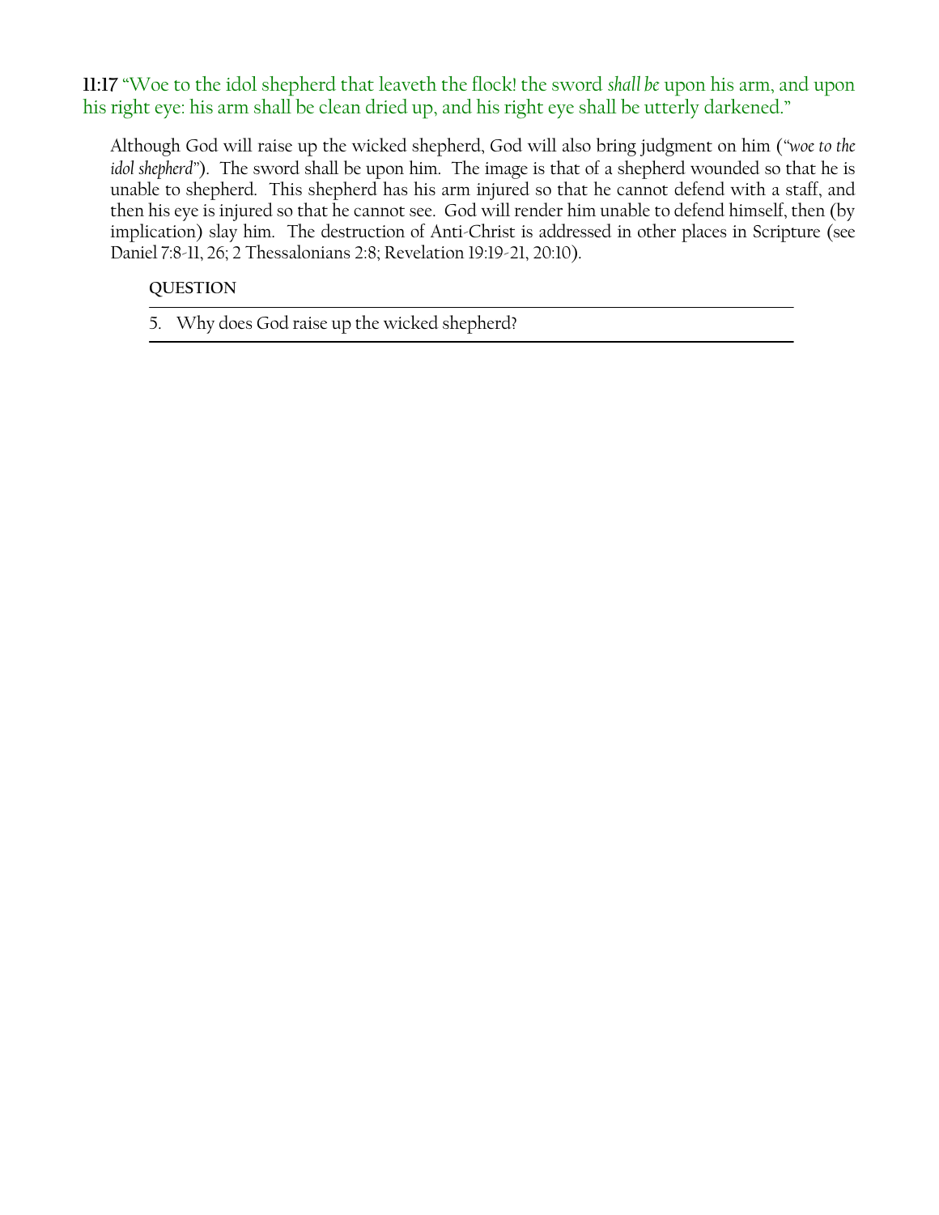**11:17** "Woe to the idol shepherd that leaveth the flock! the sword *shall be* upon his arm, and upon his right eye: his arm shall be clean dried up, and his right eye shall be utterly darkened."

Although God will raise up the wicked shepherd, God will also bring judgment on him ("*woe to the idol shepherd*"). The sword shall be upon him. The image is that of a shepherd wounded so that he is unable to shepherd. This shepherd has his arm injured so that he cannot defend with a staff, and then his eye is injured so that he cannot see. God will render him unable to defend himself, then (by implication) slay him. The destruction of Anti-Christ is addressed in other places in Scripture (see Daniel 7:8-11, 26; 2 Thessalonians 2:8; Revelation 19:19-21, 20:10).

**QUESTION**

5. Why does God raise up the wicked shepherd?